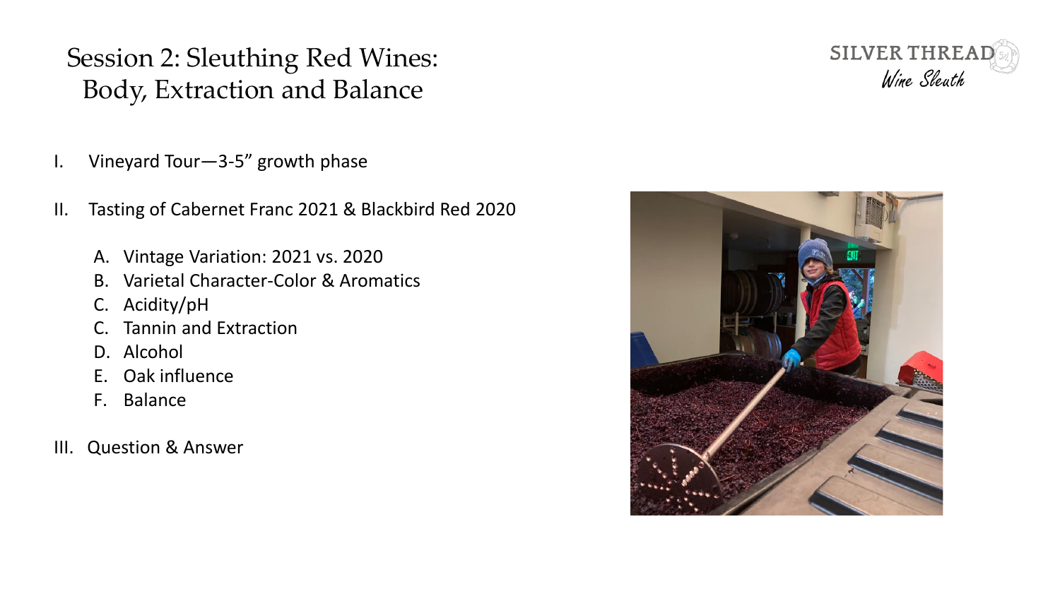# Session 2: Sleuthing Red Wines: Body, Extraction and Balance

SILVER THREAD
*Wine Sleuth*

I. Vineyard Tour—3-5” growth phase

II. Tasting of Cabernet Franc 2021 & Blackbird Red 2020

  A. Vintage Variation: 2021 vs. 2020
  B. Varietal Character-Color & Aromatics
  C. Acidity/pH
  C. Tannin and Extraction
  D. Alcohol
  E. Oak influence
  F. Balance

III. Question & Answer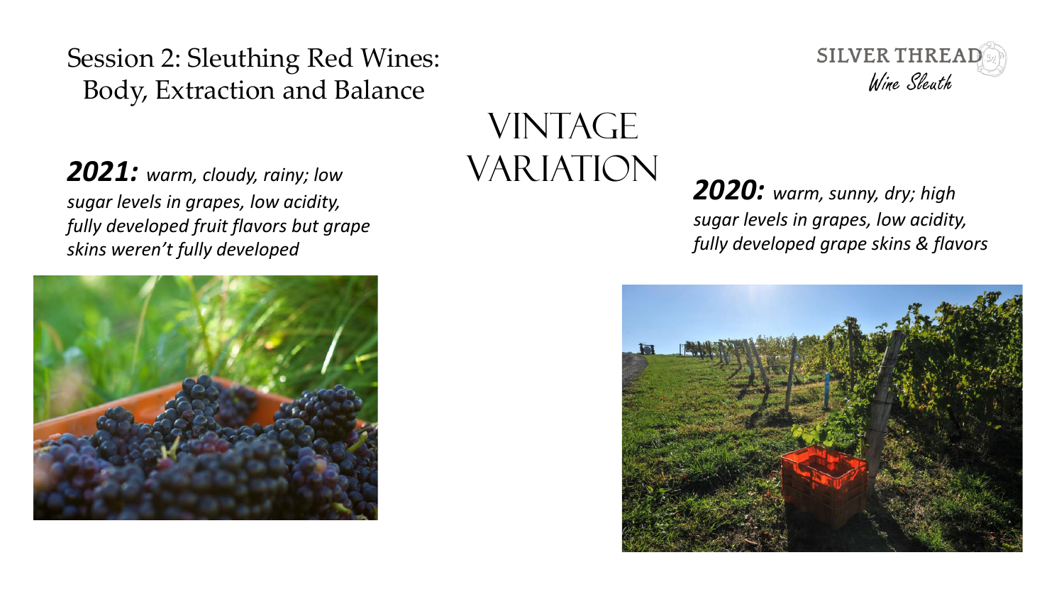Session 2: Sleuthing Red Wines: Body, Extraction and Balance

SILVER THREAD
Wine Sleuth

# VINTAGE VARIATION

***2021:*** *warm, cloudy, rainy; low sugar levels in grapes, low acidity, fully developed fruit flavors but grape skins weren't fully developed*

***2020:*** *warm, sunny, dry; high sugar levels in grapes, low acidity, fully developed grape skins & flavors*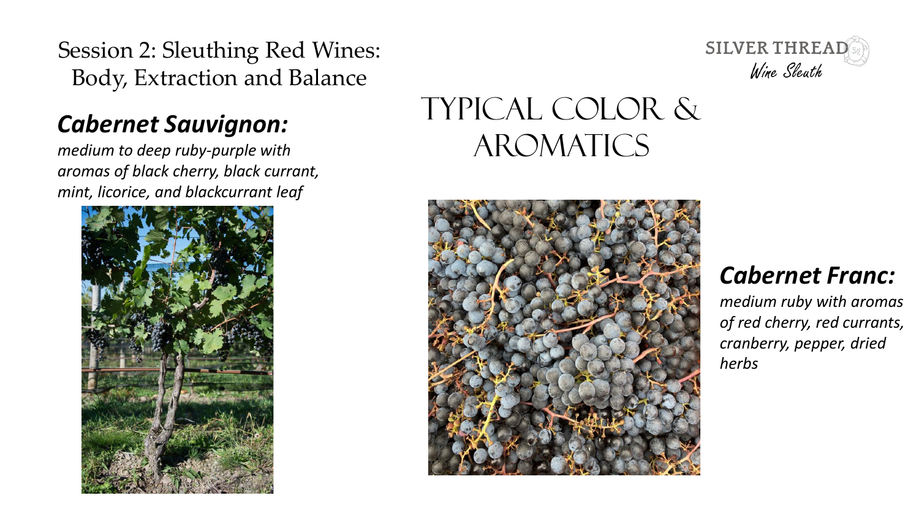Session 2: Sleuthing Red Wines: Body, Extraction and Balance

# Typical Color & Aromatics

## *Cabernet Sauvignon:*

*medium to deep ruby-purple with aromas of black cherry, black currant, mint, licorice, and blackcurrant leaf*

## *Cabernet Franc:*

*medium ruby with aromas of red cherry, red currants, cranberry, pepper, dried herbs*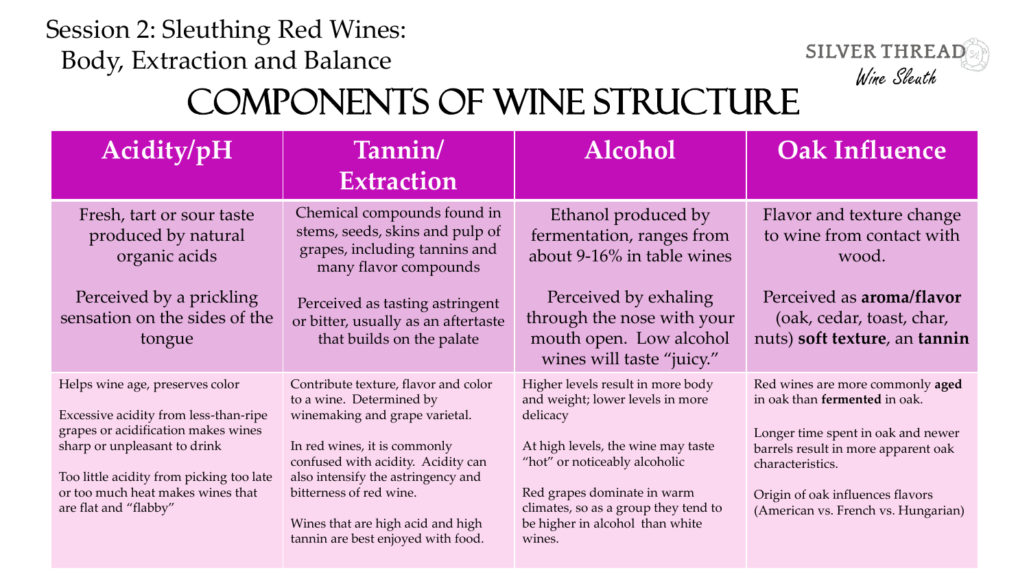Session 2: Sleuthing Red Wines: Body, Extraction and Balance

SILVER THREAD
Wine Sleuth

# Components of Wine Structure

| Acidity/pH | Tannin/ Extraction | Alcohol | Oak Influence |
|---|---|---|---|
| Fresh, tart or sour taste produced by natural organic acids<br><br>Perceived by a prickling sensation on the sides of the tongue | Chemical compounds found in stems, seeds, skins and pulp of grapes, including tannins and many flavor compounds<br><br>Perceived as tasting astringent or bitter, usually as an aftertaste that builds on the palate | Ethanol produced by fermentation, ranges from about 9-16% in table wines<br><br>Perceived by exhaling through the nose with your mouth open. Low alcohol wines will taste "juicy." | Flavor and texture change to wine from contact with wood.<br><br>Perceived as **aroma/flavor** (oak, cedar, toast, char, nuts) **soft texture**, an **tannin** |
| Helps wine age, preserves color<br><br>Excessive acidity from less-than-ripe grapes or acidification makes wines sharp or unpleasant to drink<br><br>Too little acidity from picking too late or too much heat makes wines that are flat and "flabby" | Contribute texture, flavor and color to a wine. Determined by winemaking and grape varietal.<br><br>In red wines, it is commonly confused with acidity. Acidity can also intensify the astringency and bitterness of red wine.<br><br>Wines that are high acid and high tannin are best enjoyed with food. | Higher levels result in more body and weight; lower levels in more delicacy<br><br>At high levels, the wine may taste "hot" or noticeably alcoholic<br><br>Red grapes dominate in warm climates, so as a group they tend to be higher in alcohol than white wines. | Red wines are more commonly **aged** in oak than **fermented** in oak.<br><br>Longer time spent in oak and newer barrels result in more apparent oak characteristics.<br><br>Origin of oak influences flavors (American vs. French vs. Hungarian) |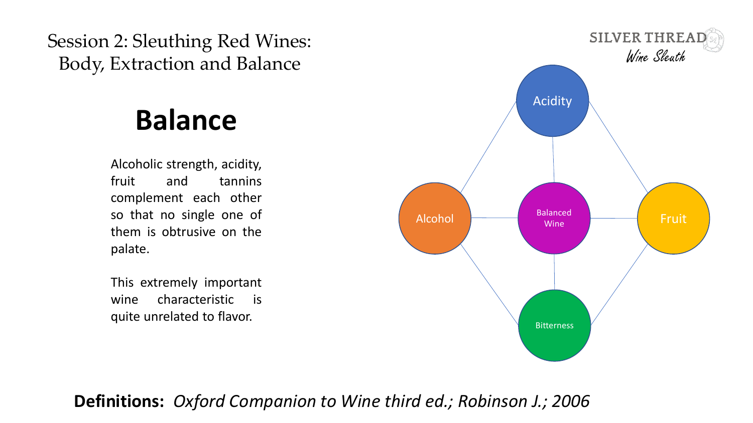Session 2: Sleuthing Red Wines: Body, Extraction and Balance

SILVER THREAD
Wine Sleuth

# Balance

Alcoholic strength, acidity, fruit and tannins complement each other so that no single one of them is obtrusive on the palate.

This extremely important wine characteristic is quite unrelated to flavor.

Acidity

Alcohol

Balanced Wine

Fruit

Bitterness

**Definitions:** *Oxford Companion to Wine third ed.; Robinson J.; 2006*